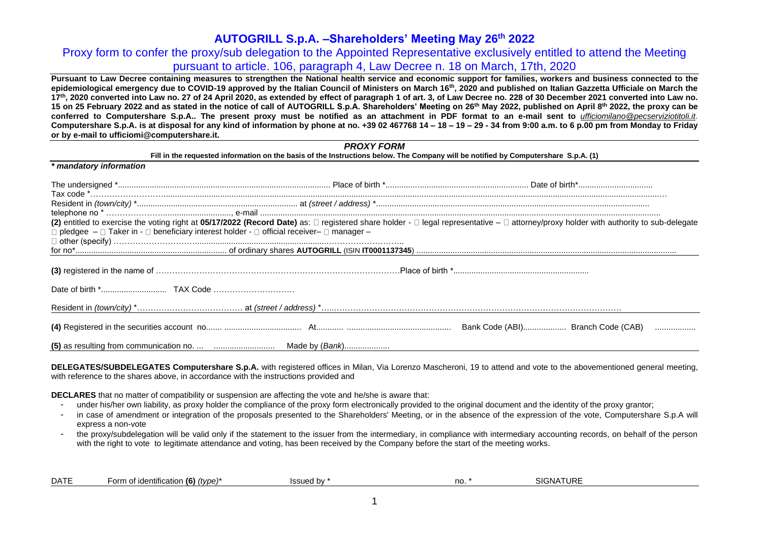# AUTOGRILL S.p.A. –Shareholders' Meeting May 26th 2022

## Proxy form to confer the proxy/sub delegation to the Appointed Representative exclusively entitled to attend the Meeting pursuant to article. 106, paragraph 4, Law Decree n. 18 on March, 17th, 2020

**Pursuant to Law Decree containing measures to strengthen the National health service and economic support for families, workers and business connected to the epidemiological emergency due to COVID-19 approved by the Italian Council of Ministers on March 16th, 2020 and published on Italian Gazzetta Ufficiale on March the 17th, 2020 converted into Law no. 27 of 24 April 2020, as extended by effect of paragraph 1 of art. 3, of Law Decree no. 228 of 30 December 2021 converted into Law no. 15 on 25 February 2022 and as stated in the notice of call of AUTOGRILL S.p.A. Shareholders' Meeting on 26th May 2022, published on April 8th 2022, the proxy can be conferred to Computershare S.p.A.. The present proxy must be notified as an attachment in PDF format to an e-mail sent to** ***ufficiomilano@pecserviziotitoli.it*. Computershare S.p.A. is at disposal for any kind of information by phone at no. +39 02 467768 14 – 18 – 19 – 29 - 34 from 9:00 a.m. to 6 p.00 pm from Monday to Friday or by e-mail to ufficiomi@computershare.it.**

### *PROXY FORM*

**Fill in the requested information on the basis of the Instructions below. The Company will be notified by Computershare S.p.A. (1)**

***\* mandatory information***

The undersigned *............................................................................................. Place of birth *............................................................. Date of birth*.................................

Tax code *……………………........................................................................................................................................................................................................

Resident in *(town/city)* *....................................................................... at *(street / address)* *.........................................................................................................................

telephone no * ……………….............................., e-mail ....................................................................................................................................................................

**(2)** entitled to exercise the voting right at **05/17/2022 (Record Date)** as: □ registered share holder - □ legal representative – □ attorney/proxy holder with authority to sub-delegate □ pledgee – □ Taker in - □ beneficiary interest holder - □ official receiver– □ manager –

□ other (specify) ……………………….........................................................…………………….

for no*................................................................... of ordinary shares **AUTOGRILL** (ISIN **IT0001137345**) .................................................................................................................................

**(3)** registered in the name of ……………………………………………………………………………….Place of birth *...........................................................

Date of birth *............................ TAX Code …………………………

Resident in *(town/city)* *………………………………… at *(street / address)* *…..……………………………………………………………………………………………….

**(4)** Registered in the securities account no....... ................................. At........... ............................................. Bank Code (ABI).................. Branch Code (CAB) .................

**(5)** as resulting from communication no. ... .......................... Made by (*Bank*)...................

**DELEGATES/SUBDELEGATES Computershare S.p.A.** with registered offices in Milan, Via Lorenzo Mascheroni, 19 to attend and vote to the abovementioned general meeting, with reference to the shares above, in accordance with the instructions provided and

**DECLARES** that no matter of compatibility or suspension are affecting the vote and he/she is aware that:

- under his/her own liability, as proxy holder the compliance of the proxy form electronically provided to the original document and the identity of the proxy grantor;
- in case of amendment or integration of the proposals presented to the Shareholders' Meeting, or in the absence of the expression of the vote, Computershare S.p.A will express a non-vote
- the proxy/subdelegation will be valid only if the statement to the issuer from the intermediary, in compliance with intermediary accounting records, on behalf of the person with the right to vote to legitimate attendance and voting, has been received by the Company before the start of the meeting works.

| DATE | Form of identification **(6)** *(type)** | Issued by * | no. * | SIGNATURE |
|---|---|---|---|---|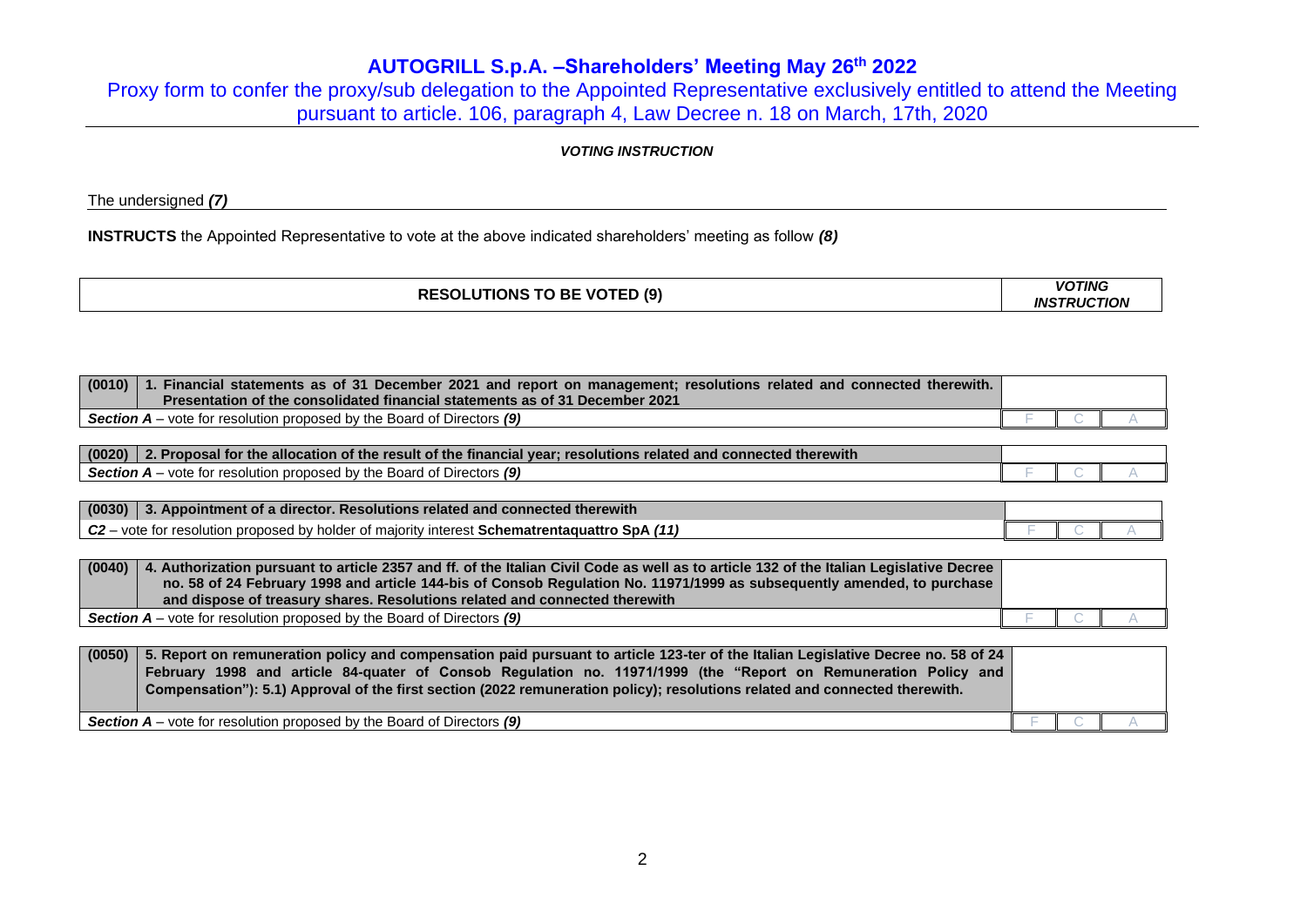# AUTOGRILL S.p.A. –Shareholders' Meeting May 26th 2022

## Proxy form to confer the proxy/sub delegation to the Appointed Representative exclusively entitled to attend the Meeting pursuant to article. 106, paragraph 4, Law Decree n. 18 on March, 17th, 2020

***VOTING INSTRUCTION***

The undersigned ***(7)***

**INSTRUCTS** the Appointed Representative to vote at the above indicated shareholders' meeting as follow ***(8)***

| **RESOLUTIONS TO BE VOTED (9)** | ***VOTING INSTRUCTION*** |
|---|---|

| | | | | |
|---|---|---|---|---|
| **(0010)** | **1. Financial statements as of 31 December 2021 and report on management; resolutions related and connected therewith. Presentation of the consolidated financial statements as of 31 December 2021** | | | |
| ***Section A*** – vote for resolution proposed by the Board of Directors ***(9)*** | | F | C | A |

| | | | | |
|---|---|---|---|---|
| **(0020)** | **2. Proposal for the allocation of the result of the financial year; resolutions related and connected therewith** | | | |
| ***Section A*** – vote for resolution proposed by the Board of Directors ***(9)*** | | F | C | A |

| | | | | |
|---|---|---|---|---|
| **(0030)** | **3. Appointment of a director. Resolutions related and connected therewith** | | | |
| ***C2*** – vote for resolution proposed by holder of majority interest **Schematrentaquattro SpA *(11)*** | | F | C | A |

| | | | | |
|---|---|---|---|---|
| **(0040)** | **4. Authorization pursuant to article 2357 and ff. of the Italian Civil Code as well as to article 132 of the Italian Legislative Decree no. 58 of 24 February 1998 and article 144-bis of Consob Regulation No. 11971/1999 as subsequently amended, to purchase and dispose of treasury shares. Resolutions related and connected therewith** | | | |
| ***Section A*** – vote for resolution proposed by the Board of Directors ***(9)*** | | F | C | A |

| | | | | |
|---|---|---|---|---|
| **(0050)** | **5. Report on remuneration policy and compensation paid pursuant to article 123-ter of the Italian Legislative Decree no. 58 of 24 February 1998 and article 84-quater of Consob Regulation no. 11971/1999 (the "Report on Remuneration Policy and Compensation"): 5.1) Approval of the first section (2022 remuneration policy); resolutions related and connected therewith.** | | | |
| ***Section A*** – vote for resolution proposed by the Board of Directors ***(9)*** | | F | C | A |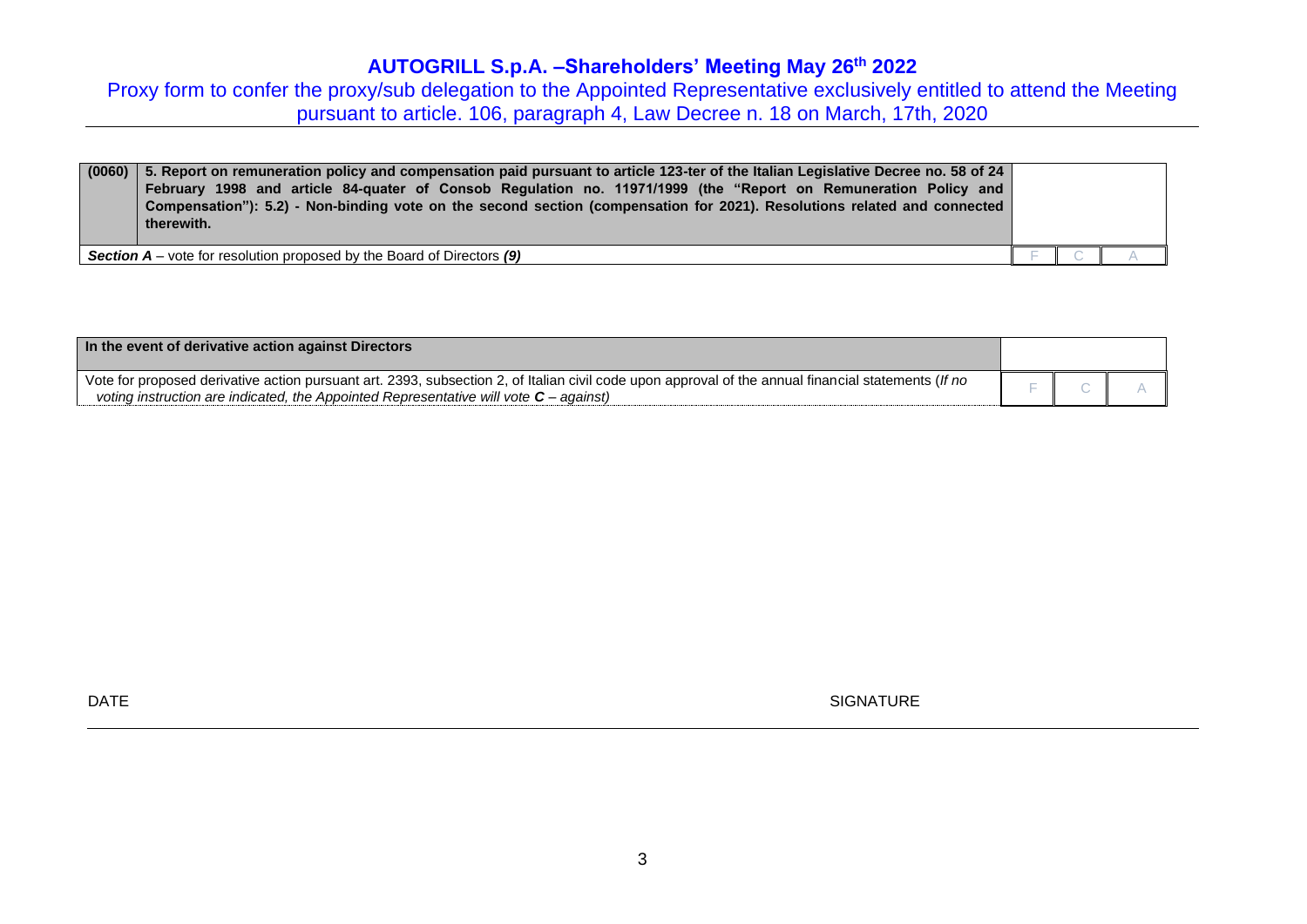# AUTOGRILL S.p.A. –Shareholders' Meeting May 26th 2022

Proxy form to confer the proxy/sub delegation to the Appointed Representative exclusively entitled to attend the Meeting pursuant to article. 106, paragraph 4, Law Decree n. 18 on March, 17th, 2020

| (0060) | **5. Report on remuneration policy and compensation paid pursuant to article 123-ter of the Italian Legislative Decree no. 58 of 24 February 1998 and article 84-quater of Consob Regulation no. 11971/1999 (the "Report on Remuneration Policy and Compensation"): 5.2) - Non-binding vote on the second section (compensation for 2021). Resolutions related and connected therewith.** | | | |
|---|---|---|---|---|
| ***Section A*** – vote for resolution proposed by the Board of Directors ***(9)*** | | F | C | A |

| **In the event of derivative action against Directors** | | | |
|---|---|---|---|
| Vote for proposed derivative action pursuant art. 2393, subsection 2, of Italian civil code upon approval of the annual financial statements (*If no voting instruction are indicated, the Appointed Representative will vote* ***C*** *– against)* | F | C | A |

DATE SIGNATURE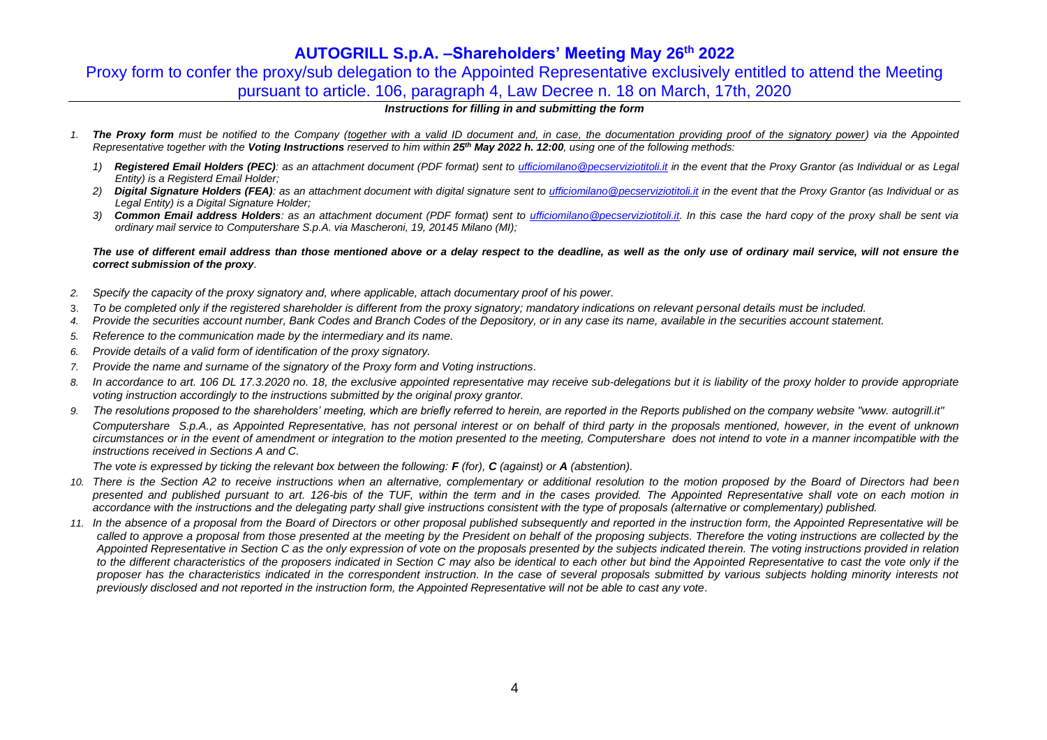# AUTOGRILL S.p.A. –Shareholders' Meeting May 26th 2022

## Proxy form to confer the proxy/sub delegation to the Appointed Representative exclusively entitled to attend the Meeting pursuant to article. 106, paragraph 4, Law Decree n. 18 on March, 17th, 2020

***Instructions for filling in and submitting the form***

1. ***The Proxy form*** *must be notified to the Company (<u>together with a valid ID document and, in case, the documentation providing proof of the signatory power</u>) via the Appointed Representative together with the* ***Voting Instructions*** *reserved to him within* ***25th May 2022 h. 12:00****, using one of the following methods:*

   1) ***Registered Email Holders (PEC)****: as an attachment document (PDF format) sent to ufficiomilano@pecserviziotitoli.it in the event that the Proxy Grantor (as Individual or as Legal Entity) is a Registerd Email Holder;*
   2) ***Digital Signature Holders (FEA)****: as an attachment document with digital signature sent to ufficiomilano@pecserviziotitoli.it in the event that the Proxy Grantor (as Individual or as Legal Entity) is a Digital Signature Holder;*
   3) ***Common Email address Holders****: as an attachment document (PDF format) sent to ufficiomilano@pecserviziotitoli.it. In this case the hard copy of the proxy shall be sent via ordinary mail service to Computershare S.p.A. via Mascheroni, 19, 20145 Milano (MI);*

   ***The use of different email address than those mentioned above or a delay respect to the deadline, as well as the only use of ordinary mail service, will not ensure the correct submission of the proxy****.*

2. *Specify the capacity of the proxy signatory and, where applicable, attach documentary proof of his power.*
3. *To be completed only if the registered shareholder is different from the proxy signatory; mandatory indications on relevant personal details must be included.*
4. *Provide the securities account number, Bank Codes and Branch Codes of the Depository, or in any case its name, available in the securities account statement.*
5. *Reference to the communication made by the intermediary and its name.*
6. *Provide details of a valid form of identification of the proxy signatory.*
7. *Provide the name and surname of the signatory of the Proxy form and Voting instructions.*
8. *In accordance to art. 106 DL 17.3.2020 no. 18, the exclusive appointed representative may receive sub-delegations but it is liability of the proxy holder to provide appropriate voting instruction accordingly to the instructions submitted by the original proxy grantor.*
9. *The resolutions proposed to the shareholders' meeting, which are briefly referred to herein, are reported in the Reports published on the company website "www. autogrill.it"*

   *Computershare S.p.A., as Appointed Representative, has not personal interest or on behalf of third party in the proposals mentioned, however, in the event of unknown circumstances or in the event of amendment or integration to the motion presented to the meeting, Computershare does not intend to vote in a manner incompatible with the instructions received in Sections A and C.*

   *The vote is expressed by ticking the relevant box between the following:* ***F*** *(for),* ***C*** *(against) or* ***A*** *(abstention).*

10. *There is the Section A2 to receive instructions when an alternative, complementary or additional resolution to the motion proposed by the Board of Directors had been presented and published pursuant to art. 126-bis of the TUF, within the term and in the cases provided. The Appointed Representative shall vote on each motion in accordance with the instructions and the delegating party shall give instructions consistent with the type of proposals (alternative or complementary) published.*
11. *In the absence of a proposal from the Board of Directors or other proposal published subsequently and reported in the instruction form, the Appointed Representative will be called to approve a proposal from those presented at the meeting by the President on behalf of the proposing subjects. Therefore the voting instructions are collected by the Appointed Representative in Section C as the only expression of vote on the proposals presented by the subjects indicated therein. The voting instructions provided in relation to the different characteristics of the proposers indicated in Section C may also be identical to each other but bind the Appointed Representative to cast the vote only if the proposer has the characteristics indicated in the correspondent instruction. In the case of several proposals submitted by various subjects holding minority interests not previously disclosed and not reported in the instruction form, the Appointed Representative will not be able to cast any vote.*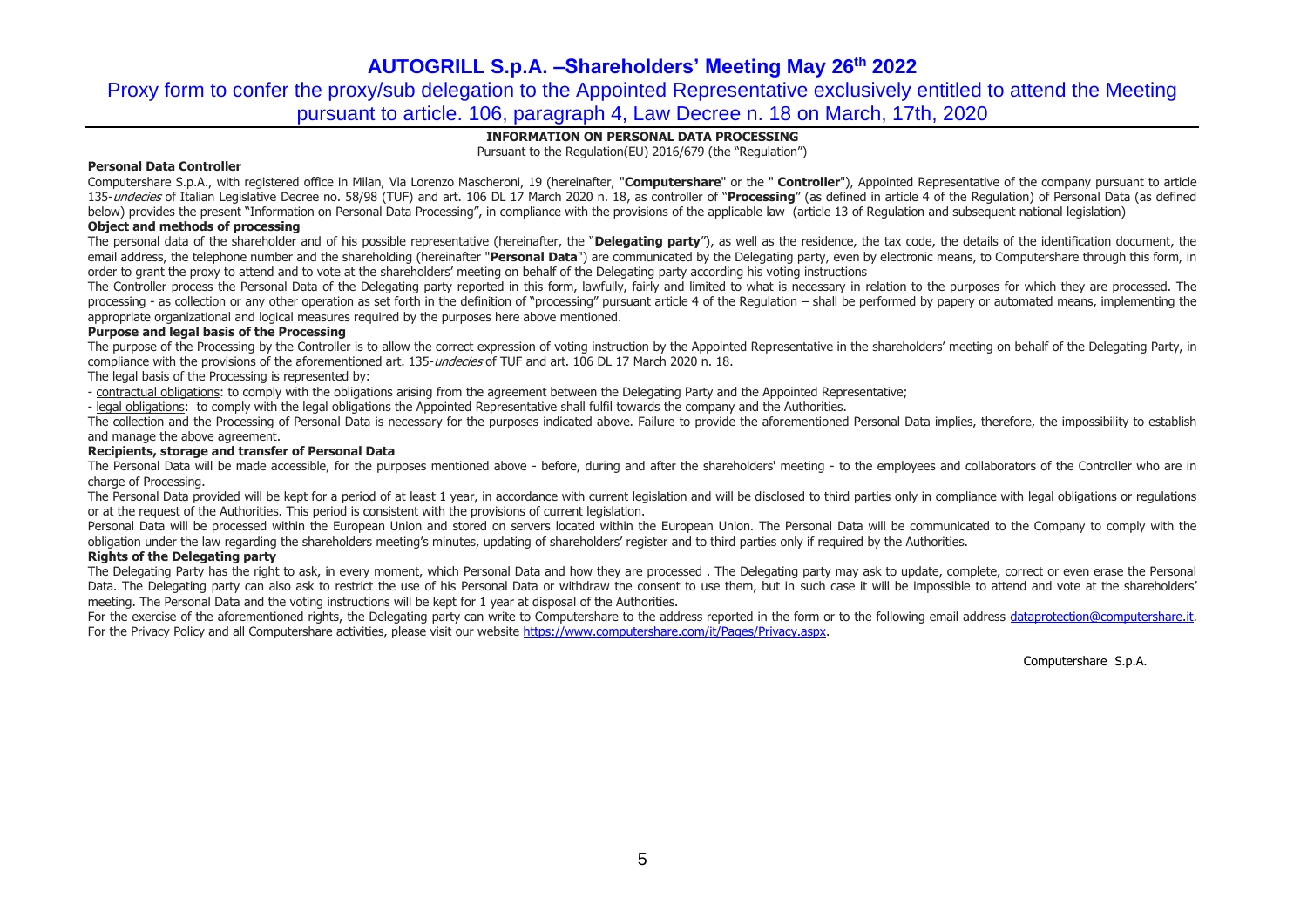# AUTOGRILL S.p.A. –Shareholders' Meeting May 26th 2022

## Proxy form to confer the proxy/sub delegation to the Appointed Representative exclusively entitled to attend the Meeting pursuant to article. 106, paragraph 4, Law Decree n. 18 on March, 17th, 2020

**INFORMATION ON PERSONAL DATA PROCESSING**

Pursuant to the Regulation(EU) 2016/679 (the "Regulation")

**Personal Data Controller**

Computershare S.p.A., with registered office in Milan, Via Lorenzo Mascheroni, 19 (hereinafter, "**Computershare**" or the " **Controller**"), Appointed Representative of the company pursuant to article 135-*undecies* of Italian Legislative Decree no. 58/98 (TUF) and art. 106 DL 17 March 2020 n. 18, as controller of "**Processing**" (as defined in article 4 of the Regulation) of Personal Data (as defined below) provides the present "Information on Personal Data Processing", in compliance with the provisions of the applicable law (article 13 of Regulation and subsequent national legislation)

**Object and methods of processing**

The personal data of the shareholder and of his possible representative (hereinafter, the "**Delegating party**"), as well as the residence, the tax code, the details of the identification document, the email address, the telephone number and the shareholding (hereinafter "**Personal Data**") are communicated by the Delegating party, even by electronic means, to Computershare through this form, in order to grant the proxy to attend and to vote at the shareholders' meeting on behalf of the Delegating party according his voting instructions

The Controller process the Personal Data of the Delegating party reported in this form, lawfully, fairly and limited to what is necessary in relation to the purposes for which they are processed. The processing - as collection or any other operation as set forth in the definition of "processing" pursuant article 4 of the Regulation – shall be performed by papery or automated means, implementing the appropriate organizational and logical measures required by the purposes here above mentioned.

**Purpose and legal basis of the Processing**

The purpose of the Processing by the Controller is to allow the correct expression of voting instruction by the Appointed Representative in the shareholders' meeting on behalf of the Delegating Party, in compliance with the provisions of the aforementioned art. 135-*undecies* of TUF and art. 106 DL 17 March 2020 n. 18.

The legal basis of the Processing is represented by:

- contractual obligations: to comply with the obligations arising from the agreement between the Delegating Party and the Appointed Representative;
- legal obligations: to comply with the legal obligations the Appointed Representative shall fulfil towards the company and the Authorities.

The collection and the Processing of Personal Data is necessary for the purposes indicated above. Failure to provide the aforementioned Personal Data implies, therefore, the impossibility to establish and manage the above agreement.

**Recipients, storage and transfer of Personal Data**

The Personal Data will be made accessible, for the purposes mentioned above - before, during and after the shareholders' meeting - to the employees and collaborators of the Controller who are in charge of Processing.

The Personal Data provided will be kept for a period of at least 1 year, in accordance with current legislation and will be disclosed to third parties only in compliance with legal obligations or regulations or at the request of the Authorities. This period is consistent with the provisions of current legislation.

Personal Data will be processed within the European Union and stored on servers located within the European Union. The Personal Data will be communicated to the Company to comply with the obligation under the law regarding the shareholders meeting's minutes, updating of shareholders' register and to third parties only if required by the Authorities.

**Rights of the Delegating party**

The Delegating Party has the right to ask, in every moment, which Personal Data and how they are processed . The Delegating party may ask to update, complete, correct or even erase the Personal Data. The Delegating party can also ask to restrict the use of his Personal Data or withdraw the consent to use them, but in such case it will be impossible to attend and vote at the shareholders' meeting. The Personal Data and the voting instructions will be kept for 1 year at disposal of the Authorities.

For the exercise of the aforementioned rights, the Delegating party can write to Computershare to the address reported in the form or to the following email address dataprotection@computershare.it. For the Privacy Policy and all Computershare activities, please visit our website https://www.computershare.com/it/Pages/Privacy.aspx.

Computershare S.p.A.